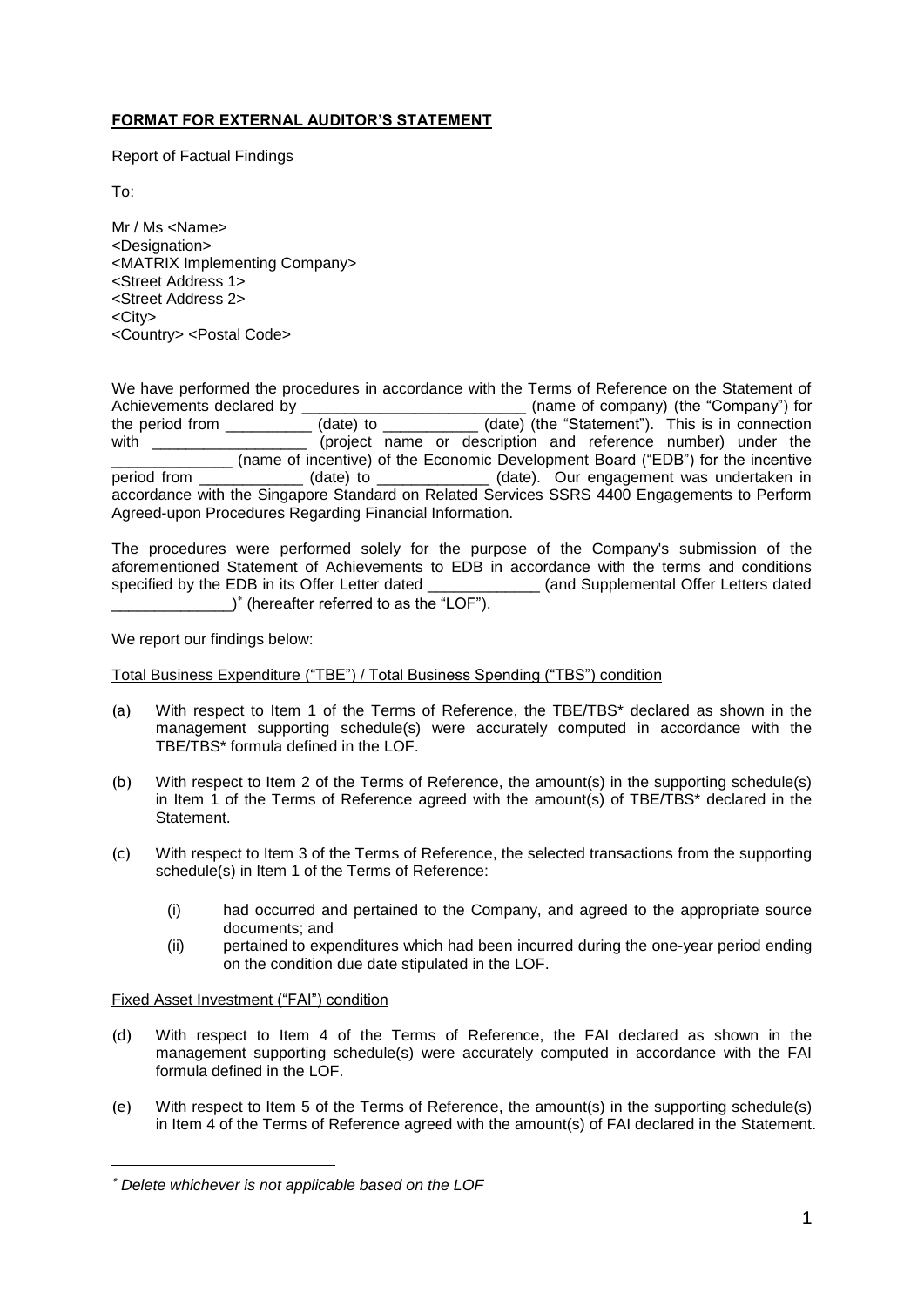**FORMAT FOR EXTERNAL AUDITOR'S STATEMENT**

Report of Factual Findings

To:

Mr / Ms <Name>
<Designation>
<MATRIX Implementing Company>
<Street Address 1>
<Street Address 2>
<City>
<Country> <Postal Code>

We have performed the procedures in accordance with the Terms of Reference on the Statement of Achievements declared by __________________________ (name of company) (the "Company") for the period from __________ (date) to ___________ (date) (the "Statement"). This is in connection with __________________ (project name or description and reference number) under the ______________ (name of incentive) of the Economic Development Board ("EDB") for the incentive period from ____________ (date) to _____________ (date). Our engagement was undertaken in accordance with the Singapore Standard on Related Services SSRS 4400 Engagements to Perform Agreed-upon Procedures Regarding Financial Information.

The procedures were performed solely for the purpose of the Company's submission of the aforementioned Statement of Achievements to EDB in accordance with the terms and conditions specified by the EDB in its Offer Letter dated _____________ (and Supplemental Offer Letters dated ______________)* (hereafter referred to as the "LOF").

We report our findings below:

Total Business Expenditure ("TBE") / Total Business Spending ("TBS") condition

(a) With respect to Item 1 of the Terms of Reference, the TBE/TBS* declared as shown in the management supporting schedule(s) were accurately computed in accordance with the TBE/TBS* formula defined in the LOF.

(b) With respect to Item 2 of the Terms of Reference, the amount(s) in the supporting schedule(s) in Item 1 of the Terms of Reference agreed with the amount(s) of TBE/TBS* declared in the Statement.

(c) With respect to Item 3 of the Terms of Reference, the selected transactions from the supporting schedule(s) in Item 1 of the Terms of Reference:

   (i) had occurred and pertained to the Company, and agreed to the appropriate source documents; and
   (ii) pertained to expenditures which had been incurred during the one-year period ending on the condition due date stipulated in the LOF.

Fixed Asset Investment ("FAI") condition

(d) With respect to Item 4 of the Terms of Reference, the FAI declared as shown in the management supporting schedule(s) were accurately computed in accordance with the FAI formula defined in the LOF.

(e) With respect to Item 5 of the Terms of Reference, the amount(s) in the supporting schedule(s) in Item 4 of the Terms of Reference agreed with the amount(s) of FAI declared in the Statement.

---

\* *Delete whichever is not applicable based on the LOF*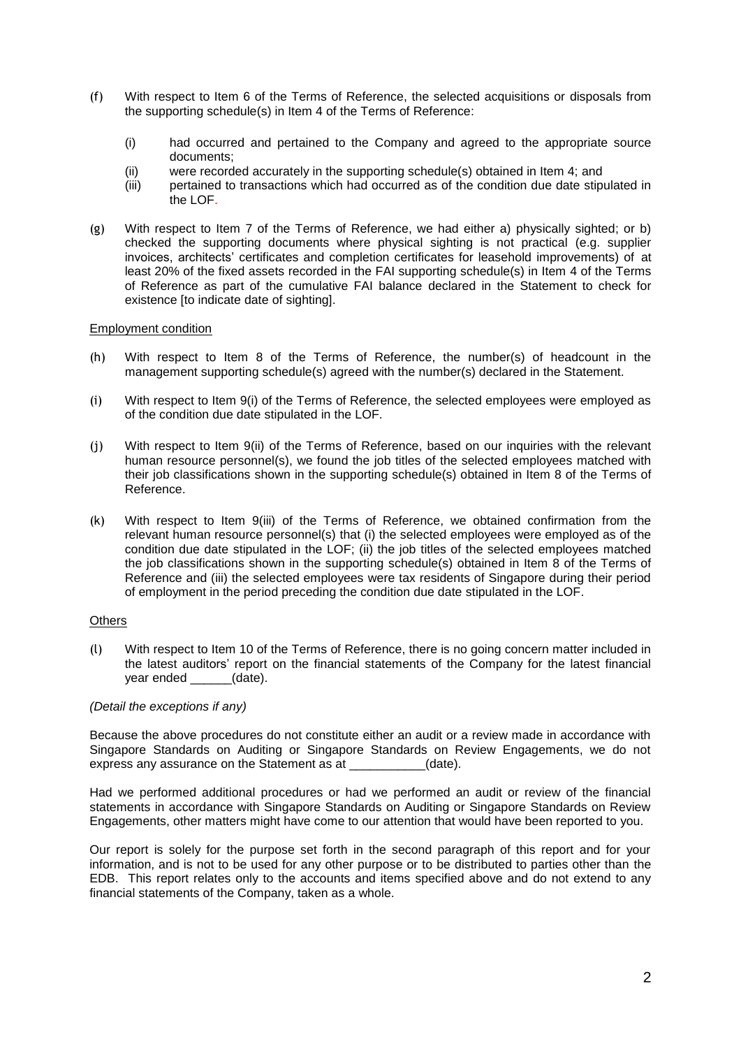(f) With respect to Item 6 of the Terms of Reference, the selected acquisitions or disposals from the supporting schedule(s) in Item 4 of the Terms of Reference:

   (i) had occurred and pertained to the Company and agreed to the appropriate source documents;
   (ii) were recorded accurately in the supporting schedule(s) obtained in Item 4; and
   (iii) pertained to transactions which had occurred as of the condition due date stipulated in the LOF.

(g) With respect to Item 7 of the Terms of Reference, we had either a) physically sighted; or b) checked the supporting documents where physical sighting is not practical (e.g. supplier invoices, architects' certificates and completion certificates for leasehold improvements) of at least 20% of the fixed assets recorded in the FAI supporting schedule(s) in Item 4 of the Terms of Reference as part of the cumulative FAI balance declared in the Statement to check for existence [to indicate date of sighting].

Employment condition

(h) With respect to Item 8 of the Terms of Reference, the number(s) of headcount in the management supporting schedule(s) agreed with the number(s) declared in the Statement.

(i) With respect to Item 9(i) of the Terms of Reference, the selected employees were employed as of the condition due date stipulated in the LOF.

(j) With respect to Item 9(ii) of the Terms of Reference, based on our inquiries with the relevant human resource personnel(s), we found the job titles of the selected employees matched with their job classifications shown in the supporting schedule(s) obtained in Item 8 of the Terms of Reference.

(k) With respect to Item 9(iii) of the Terms of Reference, we obtained confirmation from the relevant human resource personnel(s) that (i) the selected employees were employed as of the condition due date stipulated in the LOF; (ii) the job titles of the selected employees matched the job classifications shown in the supporting schedule(s) obtained in Item 8 of the Terms of Reference and (iii) the selected employees were tax residents of Singapore during their period of employment in the period preceding the condition due date stipulated in the LOF.

Others

(l) With respect to Item 10 of the Terms of Reference, there is no going concern matter included in the latest auditors' report on the financial statements of the Company for the latest financial year ended ______(date).

*(Detail the exceptions if any)*

Because the above procedures do not constitute either an audit or a review made in accordance with Singapore Standards on Auditing or Singapore Standards on Review Engagements, we do not express any assurance on the Statement as at ___________(date).

Had we performed additional procedures or had we performed an audit or review of the financial statements in accordance with Singapore Standards on Auditing or Singapore Standards on Review Engagements, other matters might have come to our attention that would have been reported to you.

Our report is solely for the purpose set forth in the second paragraph of this report and for your information, and is not to be used for any other purpose or to be distributed to parties other than the EDB. This report relates only to the accounts and items specified above and do not extend to any financial statements of the Company, taken as a whole.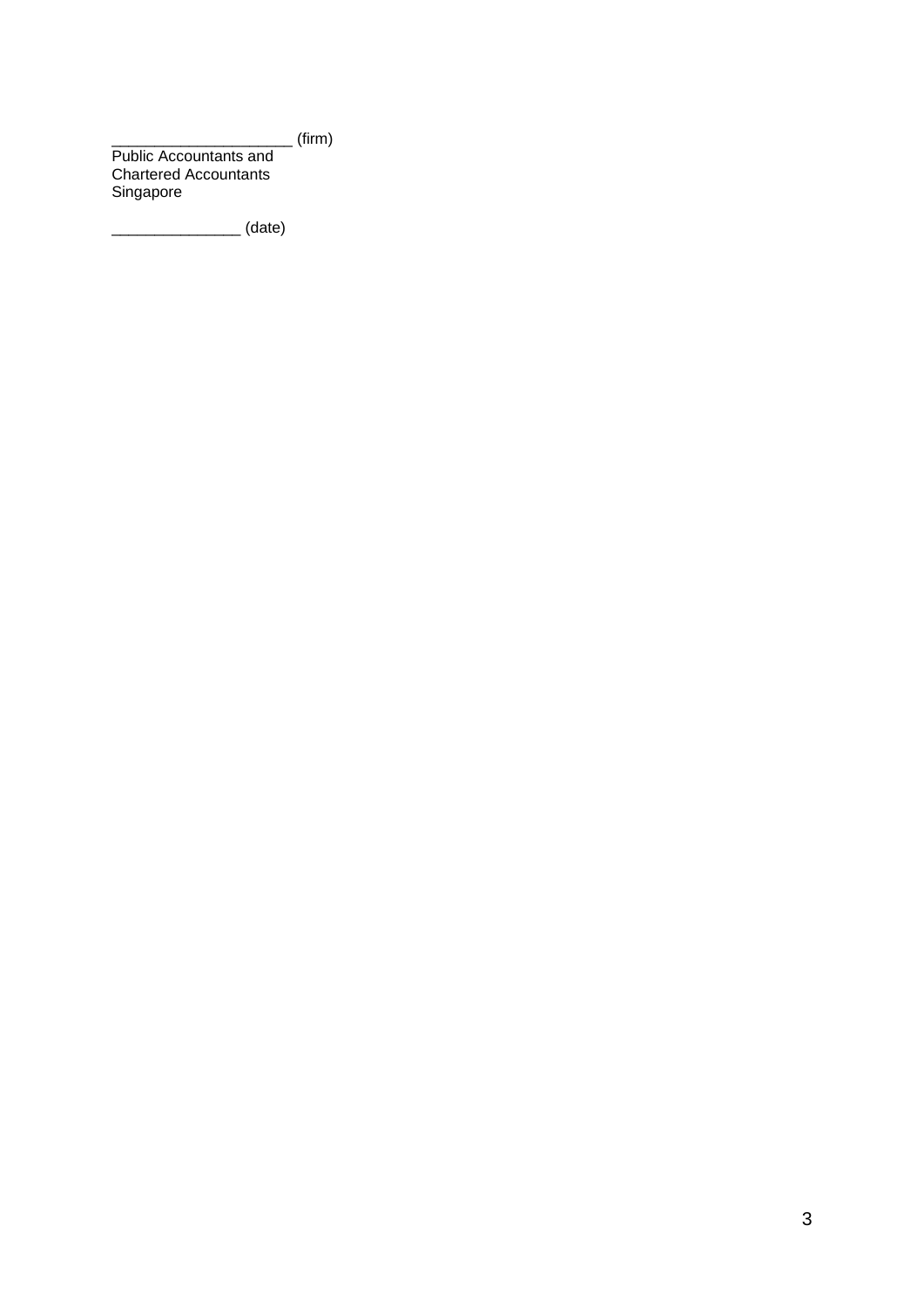_____________________ (firm)
Public Accountants and
Chartered Accountants
Singapore

_______________ (date)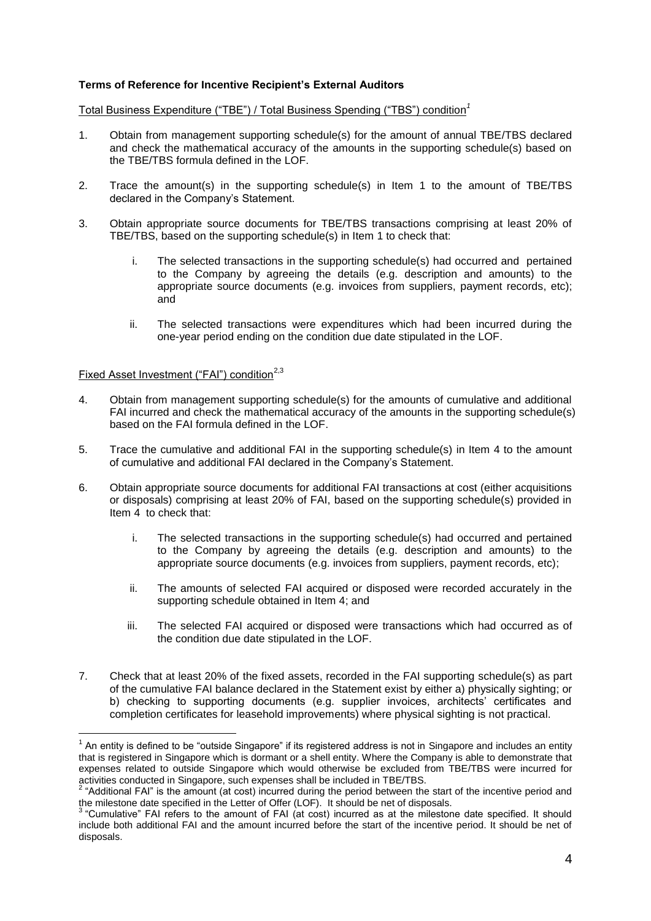**Terms of Reference for Incentive Recipient's External Auditors**

Total Business Expenditure ("TBE") / Total Business Spending ("TBS") condition[1]

1. Obtain from management supporting schedule(s) for the amount of annual TBE/TBS declared and check the mathematical accuracy of the amounts in the supporting schedule(s) based on the TBE/TBS formula defined in the LOF.

2. Trace the amount(s) in the supporting schedule(s) in Item 1 to the amount of TBE/TBS declared in the Company's Statement.

3. Obtain appropriate source documents for TBE/TBS transactions comprising at least 20% of TBE/TBS, based on the supporting schedule(s) in Item 1 to check that:

   i. The selected transactions in the supporting schedule(s) had occurred and pertained to the Company by agreeing the details (e.g. description and amounts) to the appropriate source documents (e.g. invoices from suppliers, payment records, etc); and

   ii. The selected transactions were expenditures which had been incurred during the one-year period ending on the condition due date stipulated in the LOF.

Fixed Asset Investment ("FAI") condition[2,3]

4. Obtain from management supporting schedule(s) for the amounts of cumulative and additional FAI incurred and check the mathematical accuracy of the amounts in the supporting schedule(s) based on the FAI formula defined in the LOF.

5. Trace the cumulative and additional FAI in the supporting schedule(s) in Item 4 to the amount of cumulative and additional FAI declared in the Company's Statement.

6. Obtain appropriate source documents for additional FAI transactions at cost (either acquisitions or disposals) comprising at least 20% of FAI, based on the supporting schedule(s) provided in Item 4 to check that:

   i. The selected transactions in the supporting schedule(s) had occurred and pertained to the Company by agreeing the details (e.g. description and amounts) to the appropriate source documents (e.g. invoices from suppliers, payment records, etc);

   ii. The amounts of selected FAI acquired or disposed were recorded accurately in the supporting schedule obtained in Item 4; and

   iii. The selected FAI acquired or disposed were transactions which had occurred as of the condition due date stipulated in the LOF.

7. Check that at least 20% of the fixed assets, recorded in the FAI supporting schedule(s) as part of the cumulative FAI balance declared in the Statement exist by either a) physically sighting; or b) checking to supporting documents (e.g. supplier invoices, architects' certificates and completion certificates for leasehold improvements) where physical sighting is not practical.

---

[1] An entity is defined to be "outside Singapore" if its registered address is not in Singapore and includes an entity that is registered in Singapore which is dormant or a shell entity. Where the Company is able to demonstrate that expenses related to outside Singapore which would otherwise be excluded from TBE/TBS were incurred for activities conducted in Singapore, such expenses shall be included in TBE/TBS.

[2] "Additional FAI" is the amount (at cost) incurred during the period between the start of the incentive period and the milestone date specified in the Letter of Offer (LOF). It should be net of disposals.

[3] "Cumulative" FAI refers to the amount of FAI (at cost) incurred as at the milestone date specified. It should include both additional FAI and the amount incurred before the start of the incentive period. It should be net of disposals.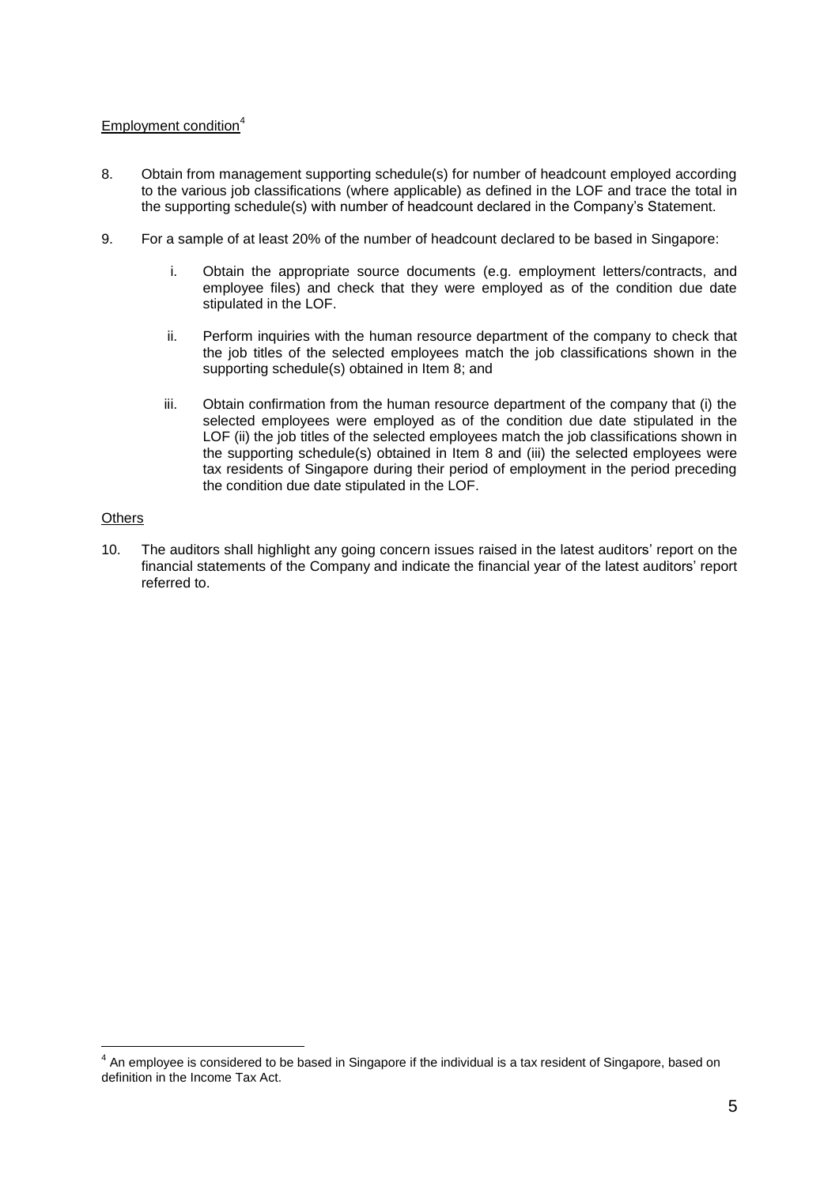Employment condition[4]

8. Obtain from management supporting schedule(s) for number of headcount employed according to the various job classifications (where applicable) as defined in the LOF and trace the total in the supporting schedule(s) with number of headcount declared in the Company's Statement.

9. For a sample of at least 20% of the number of headcount declared to be based in Singapore:

   i. Obtain the appropriate source documents (e.g. employment letters/contracts, and employee files) and check that they were employed as of the condition due date stipulated in the LOF.

   ii. Perform inquiries with the human resource department of the company to check that the job titles of the selected employees match the job classifications shown in the supporting schedule(s) obtained in Item 8; and

   iii. Obtain confirmation from the human resource department of the company that (i) the selected employees were employed as of the condition due date stipulated in the LOF (ii) the job titles of the selected employees match the job classifications shown in the supporting schedule(s) obtained in Item 8 and (iii) the selected employees were tax residents of Singapore during their period of employment in the period preceding the condition due date stipulated in the LOF.

Others

10. The auditors shall highlight any going concern issues raised in the latest auditors' report on the financial statements of the Company and indicate the financial year of the latest auditors' report referred to.

---

[4] An employee is considered to be based in Singapore if the individual is a tax resident of Singapore, based on definition in the Income Tax Act.